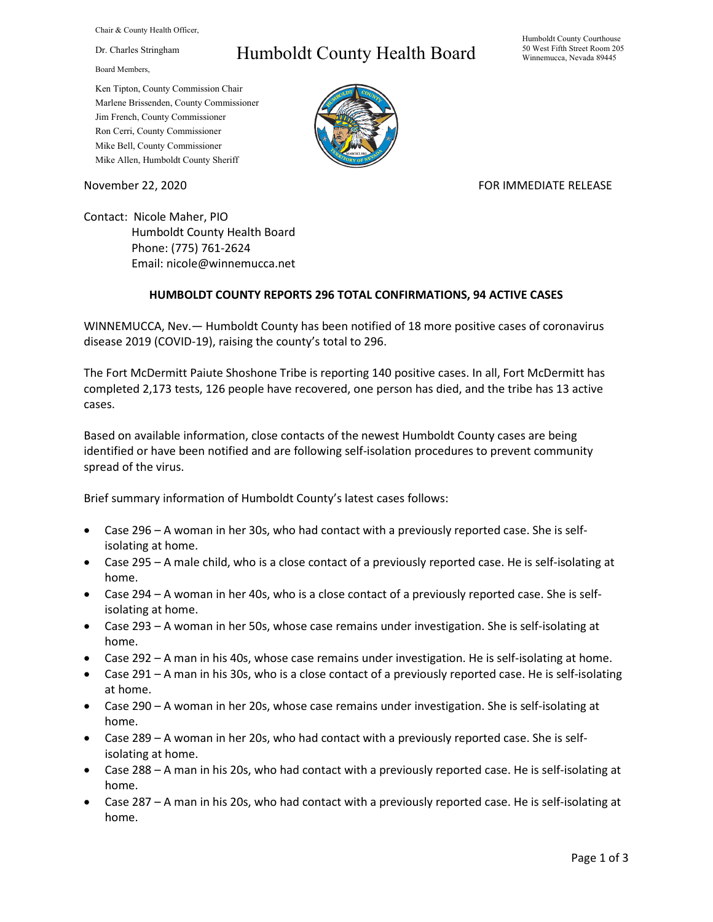Chair & County Health Officer,

Dr. Charles Stringham

# Humboldt County Health Board

Humboldt County Courthouse
50 West Fifth Street Room 205
Winnemucca, Nevada 89445

Board Members,

Ken Tipton, County Commission Chair
Marlene Brissenden, County Commissioner
Jim French, County Commissioner
Ron Cerri, County Commissioner
Mike Bell, County Commissioner
Mike Allen, Humboldt County Sheriff

November 22, 2020

FOR IMMEDIATE RELEASE

Contact: Nicole Maher, PIO
Humboldt County Health Board
Phone: (775) 761-2624
Email: nicole@winnemucca.net

**HUMBOLDT COUNTY REPORTS 296 TOTAL CONFIRMATIONS, 94 ACTIVE CASES**

WINNEMUCCA, Nev.— Humboldt County has been notified of 18 more positive cases of coronavirus disease 2019 (COVID-19), raising the county's total to 296.

The Fort McDermitt Paiute Shoshone Tribe is reporting 140 positive cases. In all, Fort McDermitt has completed 2,173 tests, 126 people have recovered, one person has died, and the tribe has 13 active cases.

Based on available information, close contacts of the newest Humboldt County cases are being identified or have been notified and are following self-isolation procedures to prevent community spread of the virus.

Brief summary information of Humboldt County's latest cases follows:

- Case 296 – A woman in her 30s, who had contact with a previously reported case. She is self-isolating at home.
- Case 295 – A male child, who is a close contact of a previously reported case. He is self-isolating at home.
- Case 294 – A woman in her 40s, who is a close contact of a previously reported case. She is self-isolating at home.
- Case 293 – A woman in her 50s, whose case remains under investigation. She is self-isolating at home.
- Case 292 – A man in his 40s, whose case remains under investigation. He is self-isolating at home.
- Case 291 – A man in his 30s, who is a close contact of a previously reported case. He is self-isolating at home.
- Case 290 – A woman in her 20s, whose case remains under investigation. She is self-isolating at home.
- Case 289 – A woman in her 20s, who had contact with a previously reported case. She is self-isolating at home.
- Case 288 – A man in his 20s, who had contact with a previously reported case. He is self-isolating at home.
- Case 287 – A man in his 20s, who had contact with a previously reported case. He is self-isolating at home.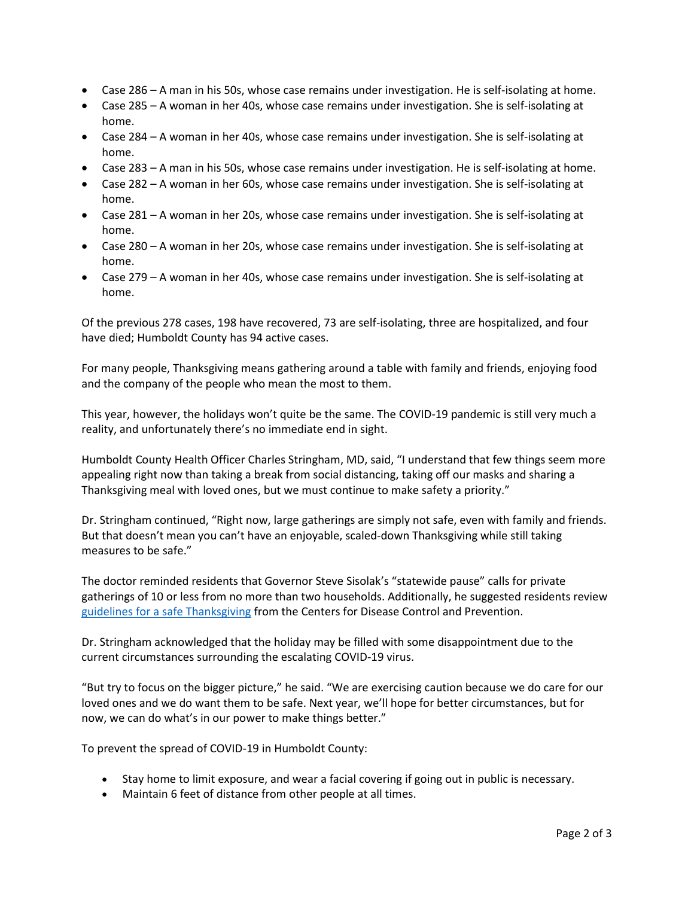- Case 286 – A man in his 50s, whose case remains under investigation. He is self-isolating at home.
- Case 285 – A woman in her 40s, whose case remains under investigation. She is self-isolating at home.
- Case 284 – A woman in her 40s, whose case remains under investigation. She is self-isolating at home.
- Case 283 – A man in his 50s, whose case remains under investigation. He is self-isolating at home.
- Case 282 – A woman in her 60s, whose case remains under investigation. She is self-isolating at home.
- Case 281 – A woman in her 20s, whose case remains under investigation. She is self-isolating at home.
- Case 280 – A woman in her 20s, whose case remains under investigation. She is self-isolating at home.
- Case 279 – A woman in her 40s, whose case remains under investigation. She is self-isolating at home.

Of the previous 278 cases, 198 have recovered, 73 are self-isolating, three are hospitalized, and four have died; Humboldt County has 94 active cases.

For many people, Thanksgiving means gathering around a table with family and friends, enjoying food and the company of the people who mean the most to them.

This year, however, the holidays won't quite be the same. The COVID-19 pandemic is still very much a reality, and unfortunately there's no immediate end in sight.

Humboldt County Health Officer Charles Stringham, MD, said, "I understand that few things seem more appealing right now than taking a break from social distancing, taking off our masks and sharing a Thanksgiving meal with loved ones, but we must continue to make safety a priority."

Dr. Stringham continued, "Right now, large gatherings are simply not safe, even with family and friends. But that doesn't mean you can't have an enjoyable, scaled-down Thanksgiving while still taking measures to be safe."

The doctor reminded residents that Governor Steve Sisolak's "statewide pause" calls for private gatherings of 10 or less from no more than two households. Additionally, he suggested residents review [guidelines for a safe Thanksgiving](guidelines for a safe Thanksgiving) from the Centers for Disease Control and Prevention.

Dr. Stringham acknowledged that the holiday may be filled with some disappointment due to the current circumstances surrounding the escalating COVID-19 virus.

"But try to focus on the bigger picture," he said. "We are exercising caution because we do care for our loved ones and we do want them to be safe. Next year, we'll hope for better circumstances, but for now, we can do what's in our power to make things better."

To prevent the spread of COVID-19 in Humboldt County:

- Stay home to limit exposure, and wear a facial covering if going out in public is necessary.
- Maintain 6 feet of distance from other people at all times.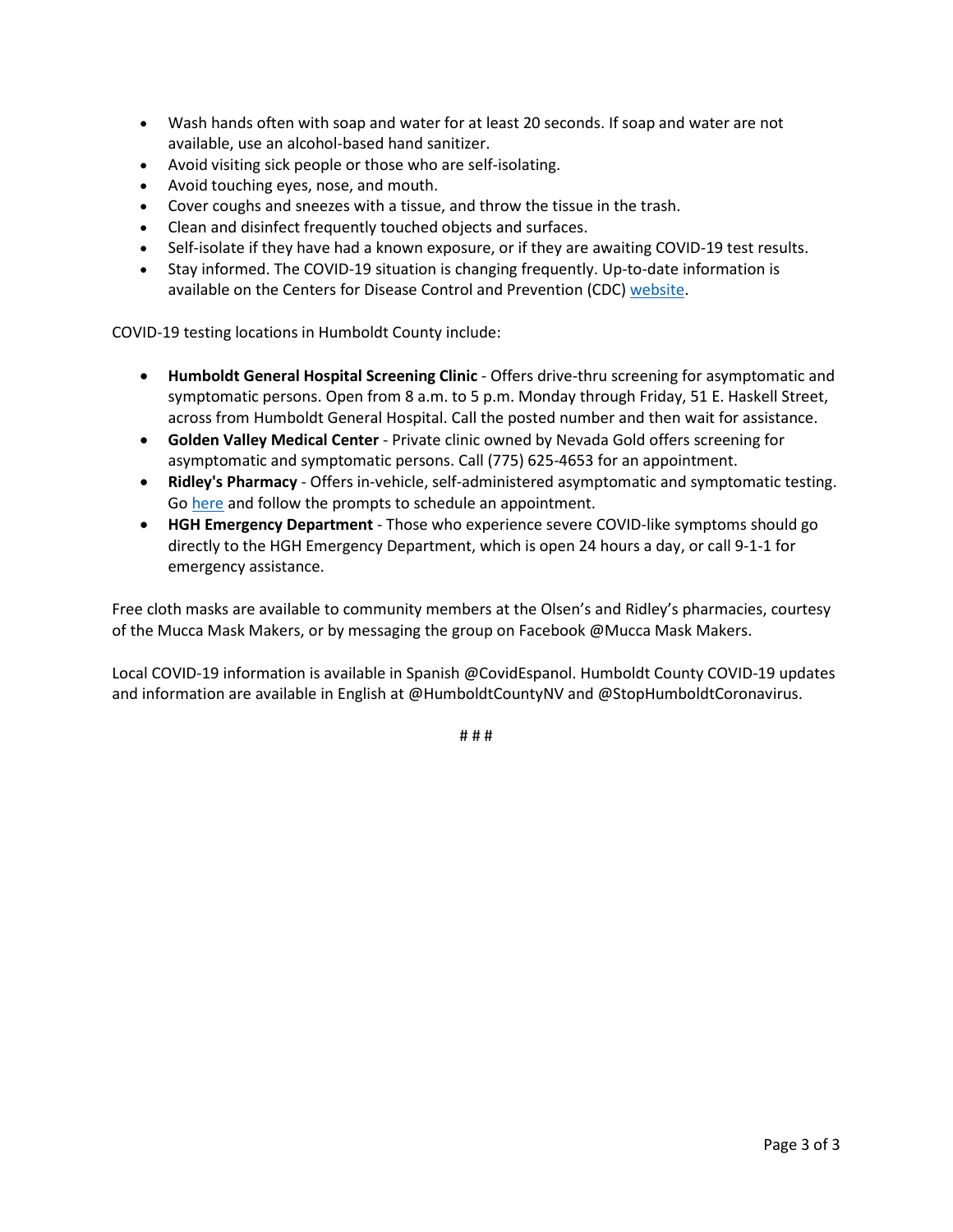- Wash hands often with soap and water for at least 20 seconds. If soap and water are not available, use an alcohol-based hand sanitizer.
- Avoid visiting sick people or those who are self-isolating.
- Avoid touching eyes, nose, and mouth.
- Cover coughs and sneezes with a tissue, and throw the tissue in the trash.
- Clean and disinfect frequently touched objects and surfaces.
- Self-isolate if they have had a known exposure, or if they are awaiting COVID-19 test results.
- Stay informed. The COVID-19 situation is changing frequently. Up-to-date information is available on the Centers for Disease Control and Prevention (CDC) website.

COVID-19 testing locations in Humboldt County include:

- **Humboldt General Hospital Screening Clinic** - Offers drive-thru screening for asymptomatic and symptomatic persons. Open from 8 a.m. to 5 p.m. Monday through Friday, 51 E. Haskell Street, across from Humboldt General Hospital. Call the posted number and then wait for assistance.
- **Golden Valley Medical Center** - Private clinic owned by Nevada Gold offers screening for asymptomatic and symptomatic persons. Call (775) 625-4653 for an appointment.
- **Ridley's Pharmacy** - Offers in-vehicle, self-administered asymptomatic and symptomatic testing. Go here and follow the prompts to schedule an appointment.
- **HGH Emergency Department** - Those who experience severe COVID-like symptoms should go directly to the HGH Emergency Department, which is open 24 hours a day, or call 9-1-1 for emergency assistance.

Free cloth masks are available to community members at the Olsen's and Ridley's pharmacies, courtesy of the Mucca Mask Makers, or by messaging the group on Facebook @Mucca Mask Makers.

Local COVID-19 information is available in Spanish @CovidEspanol. Humboldt County COVID-19 updates and information are available in English at @HumboldtCountyNV and @StopHumboldtCoronavirus.

# # #